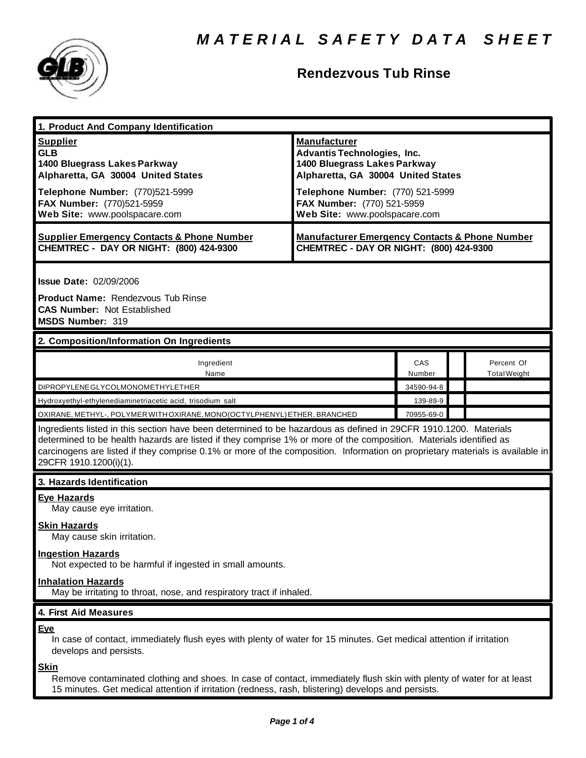# MATERIAL SAFETY DATA SHEET

## Rendezvous Tub Rinse

### 1. Product And Company Identification

**Supplier**
**GLB**
**1400 Bluegrass Lakes Parkway**
**Alpharetta, GA 30004 United States**

**Telephone Number:** (770)521-5999
**FAX Number:** (770)521-5959
**Web Site:** www.poolspacare.com

**Manufacturer**
**Advantis Technologies, Inc.**
**1400 Bluegrass Lakes Parkway**
**Alpharetta, GA 30004 United States**

**Telephone Number:** (770) 521-5999
**FAX Number:** (770) 521-5959
**Web Site:** www.poolspacare.com

**Supplier Emergency Contacts & Phone Number**
**CHEMTREC - DAY OR NIGHT: (800) 424-9300**

**Manufacturer Emergency Contacts & Phone Number**
**CHEMTREC - DAY OR NIGHT: (800) 424-9300**

**Issue Date:** 02/09/2006

**Product Name:** Rendezvous Tub Rinse
**CAS Number:** Not Established
**MSDS Number:** 319

### 2. Composition/Information On Ingredients

| Ingredient Name | CAS Number | | Percent Of Total Weight |
|---|---|---|---|
| DIPROPYLENEGLYCOLMONOMETHYLETHER | 34590-94-8 | | |
| Hydroxyethyl-ethylenediaminetriacetic acid, trisodium salt | 139-89-9 | | |
| OXIRANE, METHYL-, POLYMER WITH OXIRANE, MONO(OCTYLPHENYL) ETHER, BRANCHED | 70955-69-0 | | |

Ingredients listed in this section have been determined to be hazardous as defined in 29CFR 1910.1200. Materials determined to be health hazards are listed if they comprise 1% or more of the composition. Materials identified as carcinogens are listed if they comprise 0.1% or more of the composition. Information on proprietary materials is available in 29CFR 1910.1200(i)(1).

### 3. Hazards Identification

**Eye Hazards**
May cause eye irritation.

**Skin Hazards**
May cause skin irritation.

**Ingestion Hazards**
Not expected to be harmful if ingested in small amounts.

**Inhalation Hazards**
May be irritating to throat, nose, and respiratory tract if inhaled.

### 4. First Aid Measures

**Eye**
In case of contact, immediately flush eyes with plenty of water for 15 minutes. Get medical attention if irritation develops and persists.

**Skin**
Remove contaminated clothing and shoes. In case of contact, immediately flush skin with plenty of water for at least 15 minutes. Get medical attention if irritation (redness, rash, blistering) develops and persists.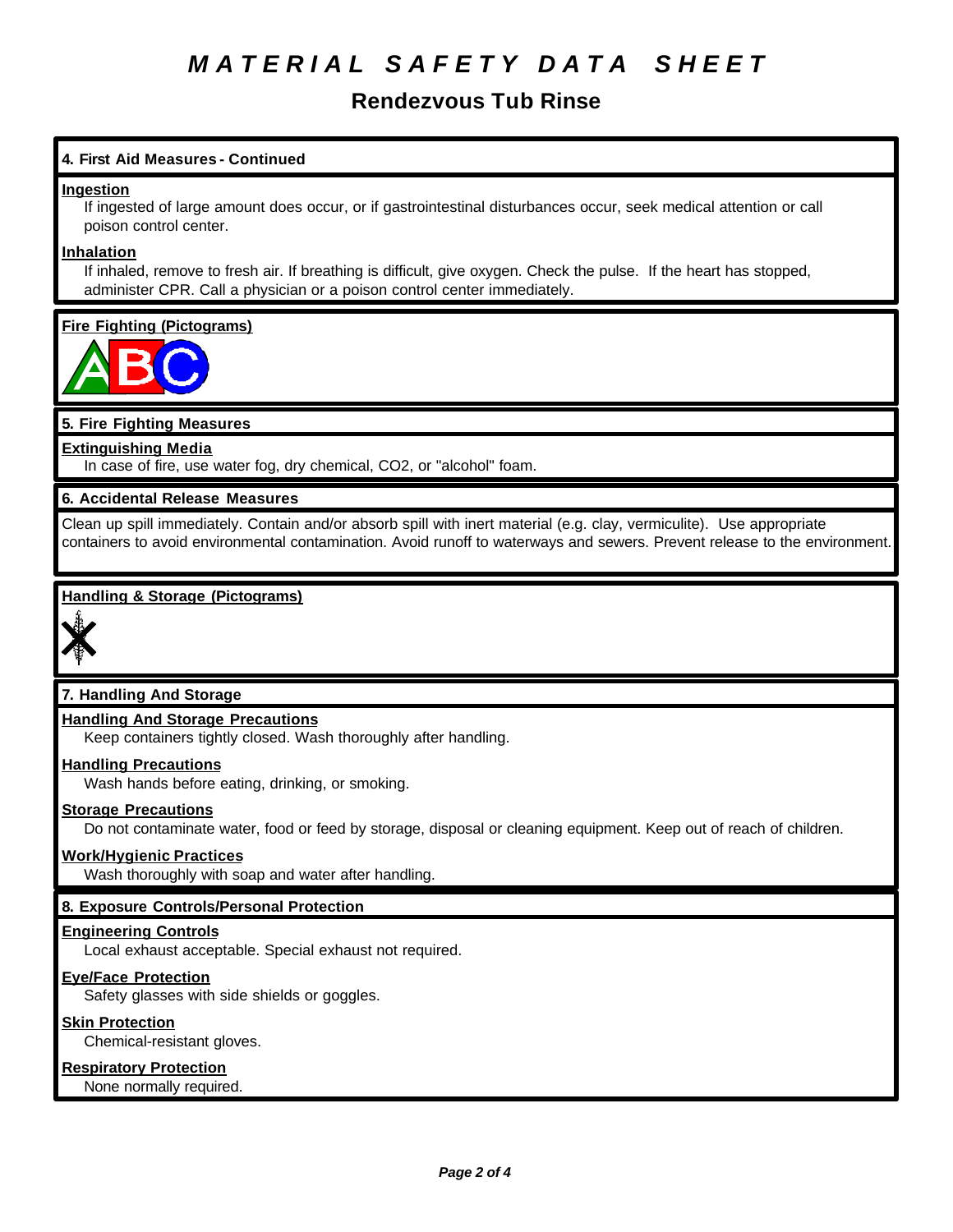# MATERIAL SAFETY DATA SHEET

## Rendezvous Tub Rinse

### 4. First Aid Measures - Continued

**Ingestion**

If ingested of large amount does occur, or if gastrointestinal disturbances occur, seek medical attention or call poison control center.

**Inhalation**

If inhaled, remove to fresh air. If breathing is difficult, give oxygen. Check the pulse. If the heart has stopped, administer CPR. Call a physician or a poison control center immediately.

**Fire Fighting (Pictograms)**

### 5. Fire Fighting Measures

**Extinguishing Media**

In case of fire, use water fog, dry chemical, $CO_2$, or "alcohol" foam.

### 6. Accidental Release Measures

Clean up spill immediately. Contain and/or absorb spill with inert material (e.g. clay, vermiculite). Use appropriate containers to avoid environmental contamination. Avoid runoff to waterways and sewers. Prevent release to the environment.

**Handling & Storage (Pictograms)**

### 7. Handling And Storage

**Handling And Storage Precautions**

Keep containers tightly closed. Wash thoroughly after handling.

**Handling Precautions**

Wash hands before eating, drinking, or smoking.

**Storage Precautions**

Do not contaminate water, food or feed by storage, disposal or cleaning equipment. Keep out of reach of children.

**Work/Hygienic Practices**

Wash thoroughly with soap and water after handling.

### 8. Exposure Controls/Personal Protection

**Engineering Controls**

Local exhaust acceptable. Special exhaust not required.

**Eye/Face Protection**

Safety glasses with side shields or goggles.

**Skin Protection**

Chemical-resistant gloves.

**Respiratory Protection**

None normally required.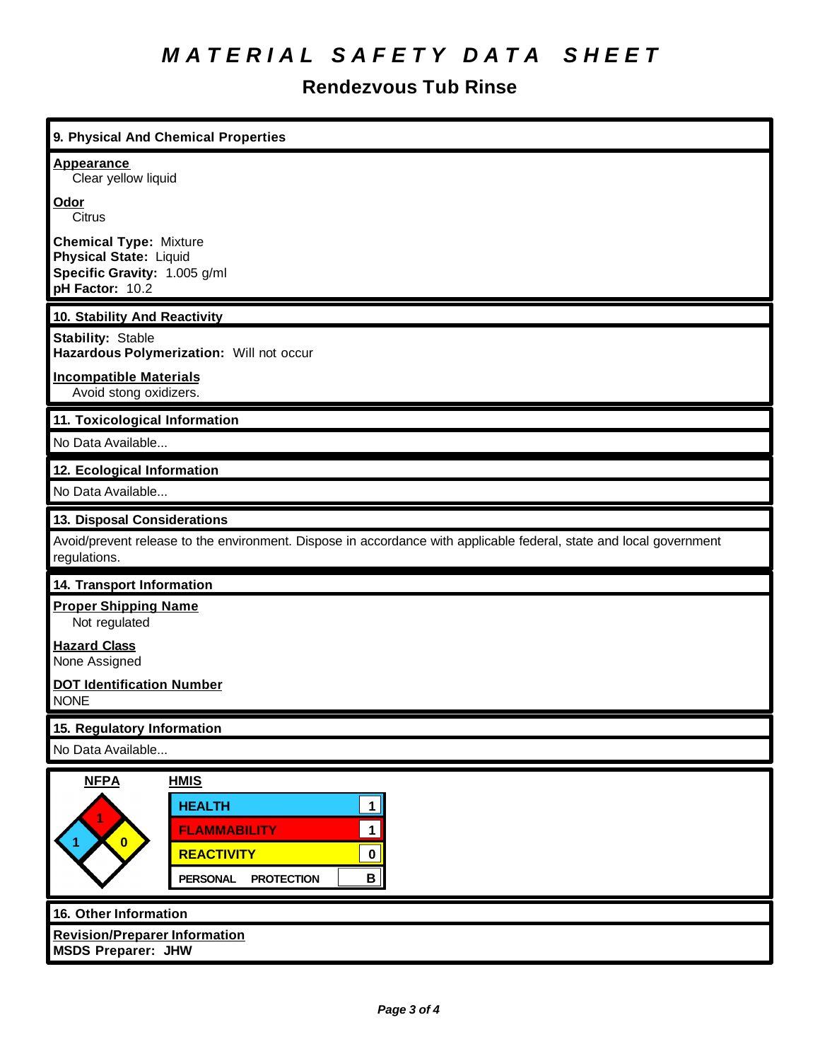# MATERIAL SAFETY DATA SHEET

## Rendezvous Tub Rinse

### 9. Physical And Chemical Properties

**Appearance**
Clear yellow liquid

**Odor**
Citrus

**Chemical Type:** Mixture
**Physical State:** Liquid
**Specific Gravity:** 1.005 g/ml
**pH Factor:** 10.2

### 10. Stability And Reactivity

**Stability:** Stable
**Hazardous Polymerization:** Will not occur

**Incompatible Materials**
Avoid stong oxidizers.

### 11. Toxicological Information

No Data Available...

### 12. Ecological Information

No Data Available...

### 13. Disposal Considerations

Avoid/prevent release to the environment. Dispose in accordance with applicable federal, state and local government regulations.

### 14. Transport Information

**Proper Shipping Name**
Not regulated

**Hazard Class**
None Assigned

**DOT Identification Number**
NONE

### 15. Regulatory Information

No Data Available...

**NFPA**

| Health | Flammability | Reactivity | Special |
|---|---|---|---|
| 1 | 1 | 0 | |

**HMIS**

| | |
|---|---|
| HEALTH | 1 |
| FLAMMABILITY | 1 |
| REACTIVITY | 0 |
| PERSONAL PROTECTION | B |

### 16. Other Information

**Revision/Preparer Information**
**MSDS Preparer: JHW**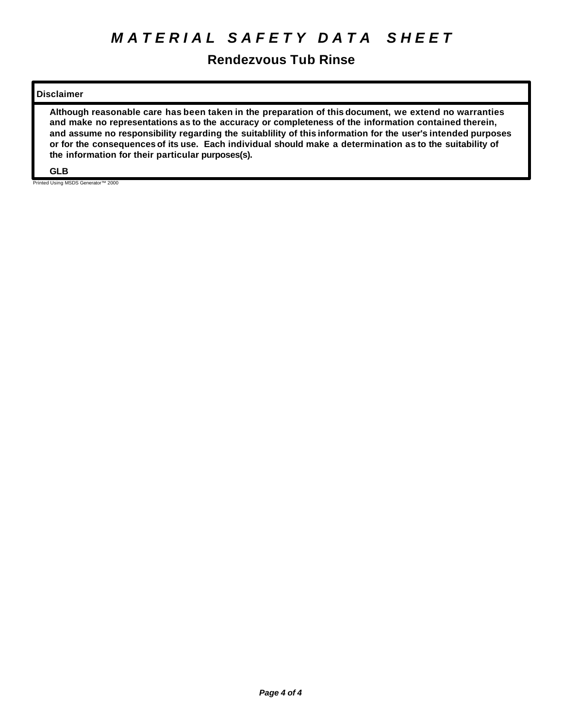# *M A T E R I A L   S A F E T Y   D A T A   S H E E T*

## Rendezvous Tub Rinse

### Disclaimer

**Although reasonable care has been taken in the preparation of this document, we extend no warranties and make no representations as to the accuracy or completeness of the information contained therein, and assume no responsibility regarding the suitablility of this information for the user's intended purposes or for the consequences of its use. Each individual should make a determination as to the suitability of the information for their particular purposes(s).**

**GLB**

Printed Using MSDS Generator™ 2000